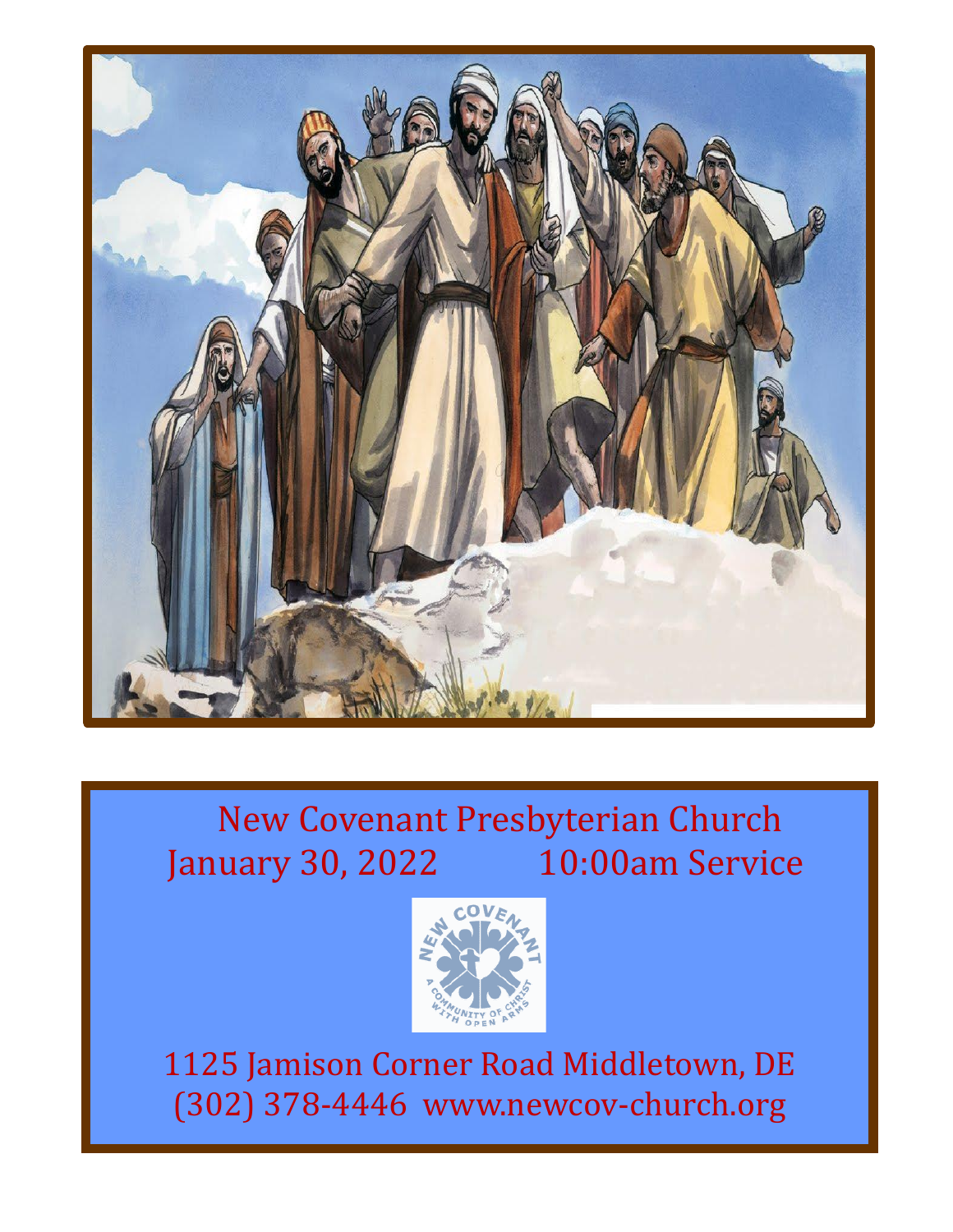# New Covenant Presbyterian Church

January 30, 2022 10:00am Service

NEW COVENANT
A COMMUNITY OF CHRIST WITH OPEN ARMS

1125 Jamison Corner Road Middletown, DE
(302) 378-4446 www.newcov-church.org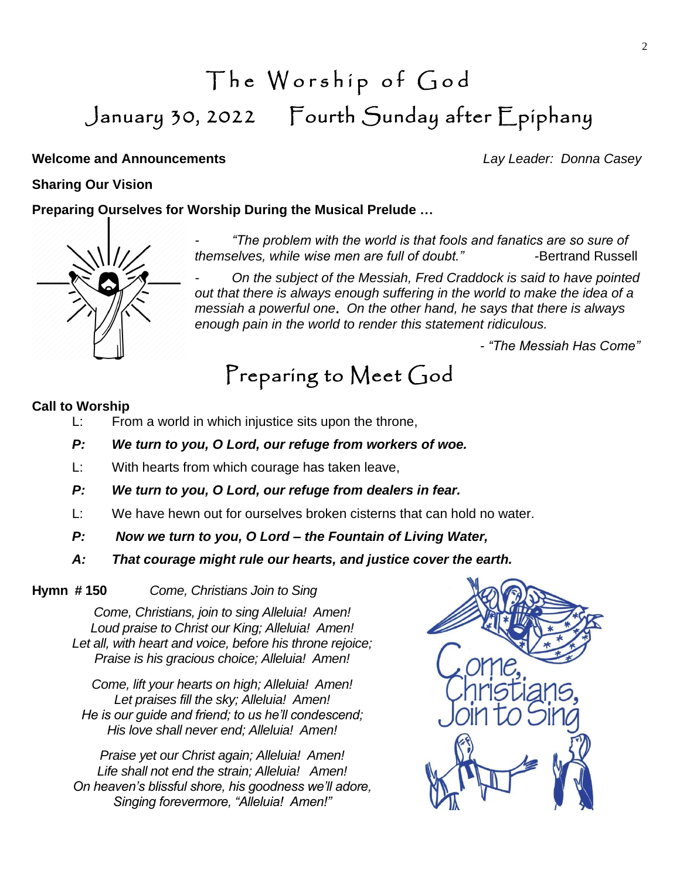# The Worship of God

## January 30, 2022    Fourth Sunday after Epiphany

**Welcome and Announcements** *Lay Leader: Donna Casey*

**Sharing Our Vision**

**Preparing Ourselves for Worship During the Musical Prelude …**

- *"The problem with the world is that fools and fanatics are so sure of themselves, while wise men are full of doubt."* -Bertrand Russell

- *On the subject of the Messiah, Fred Craddock is said to have pointed out that there is always enough suffering in the world to make the idea of a messiah a powerful one. On the other hand, he says that there is always enough pain in the world to render this statement ridiculous.*

*- "The Messiah Has Come"*

## Preparing to Meet God

**Call to Worship**

L: From a world in which injustice sits upon the throne,

***P: We turn to you, O Lord, our refuge from workers of woe.***

L: With hearts from which courage has taken leave,

***P: We turn to you, O Lord, our refuge from dealers in fear.***

L: We have hewn out for ourselves broken cisterns that can hold no water.

***P: Now we turn to you, O Lord – the Fountain of Living Water,***

***A: That courage might rule our hearts, and justice cover the earth.***

**Hymn # 150** *Come, Christians Join to Sing*

*Come, Christians, join to sing Alleluia! Amen!*
*Loud praise to Christ our King; Alleluia! Amen!*
*Let all, with heart and voice, before his throne rejoice;*
*Praise is his gracious choice; Alleluia! Amen!*

*Come, lift your hearts on high; Alleluia! Amen!*
*Let praises fill the sky; Alleluia! Amen!*
*He is our guide and friend; to us he'll condescend;*
*His love shall never end; Alleluia! Amen!*

*Praise yet our Christ again; Alleluia! Amen!*
*Life shall not end the strain; Alleluia! Amen!*
*On heaven's blissful shore, his goodness we'll adore,*
*Singing forevermore, "Alleluia! Amen!"*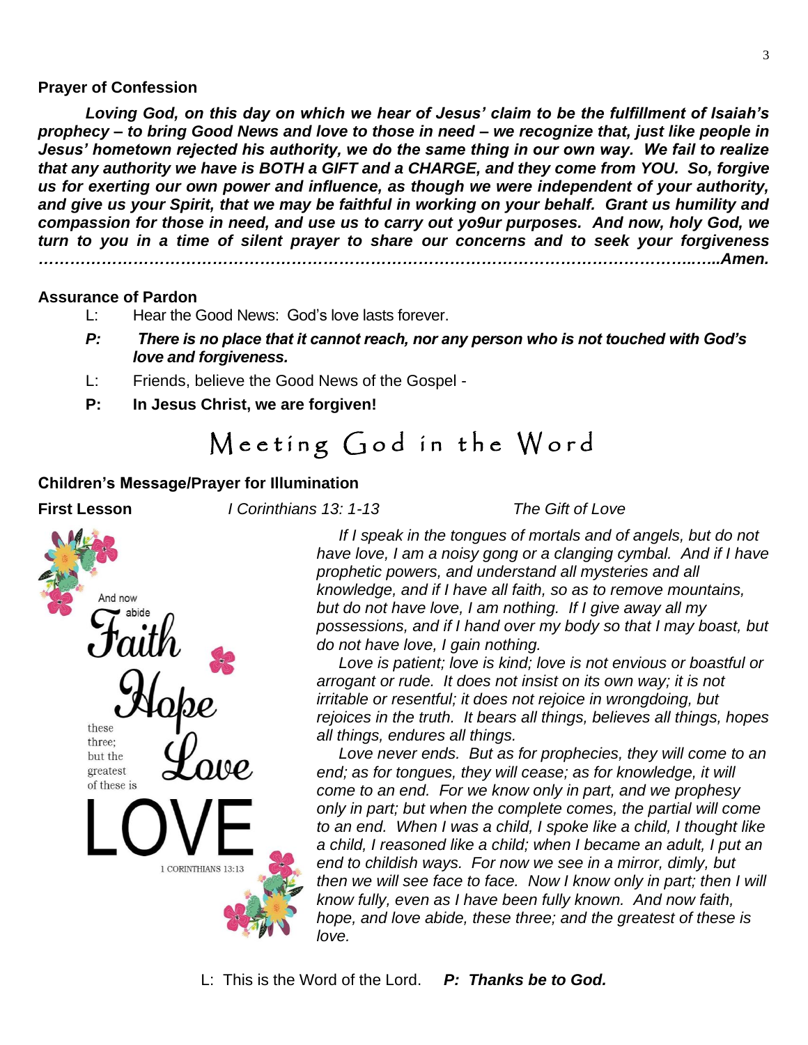**Prayer of Confession**

***Loving God, on this day on which we hear of Jesus' claim to be the fulfillment of Isaiah's prophecy – to bring Good News and love to those in need – we recognize that, just like people in Jesus' hometown rejected his authority, we do the same thing in our own way. We fail to realize that any authority we have is BOTH a GIFT and a CHARGE, and they come from YOU. So, forgive us for exerting our own power and influence, as though we were independent of your authority, and give us your Spirit, that we may be faithful in working on your behalf. Grant us humility and compassion for those in need, and use us to carry out yo9ur purposes. And now, holy God, we turn to you in a time of silent prayer to share our concerns and to seek your forgiveness ……………………………………………………………………………………………………………..…..Amen.***

**Assurance of Pardon**

L: Hear the Good News: God's love lasts forever.

***P: There is no place that it cannot reach, nor any person who is not touched with God's love and forgiveness.***

L: Friends, believe the Good News of the Gospel -

**P: In Jesus Christ, we are forgiven!**

# Meeting God in the Word

**Children's Message/Prayer for Illumination**

**First Lesson** *I Corinthians 13: 1-13* *The Gift of Love*

And now abide Faith Hope Love these three; but the greatest of these is LOVE

1 CORINTHIANS 13:13

*If I speak in the tongues of mortals and of angels, but do not have love, I am a noisy gong or a clanging cymbal. And if I have prophetic powers, and understand all mysteries and all knowledge, and if I have all faith, so as to remove mountains, but do not have love, I am nothing. If I give away all my possessions, and if I hand over my body so that I may boast, but do not have love, I gain nothing.*

*Love is patient; love is kind; love is not envious or boastful or arrogant or rude. It does not insist on its own way; it is not irritable or resentful; it does not rejoice in wrongdoing, but rejoices in the truth. It bears all things, believes all things, hopes all things, endures all things.*

*Love never ends. But as for prophecies, they will come to an end; as for tongues, they will cease; as for knowledge, it will come to an end. For we know only in part, and we prophesy only in part; but when the complete comes, the partial will come to an end. When I was a child, I spoke like a child, I thought like a child, I reasoned like a child; when I became an adult, I put an end to childish ways. For now we see in a mirror, dimly, but then we will see face to face. Now I know only in part; then I will know fully, even as I have been fully known. And now faith, hope, and love abide, these three; and the greatest of these is love.*

L: This is the Word of the Lord. ***P: Thanks be to God.***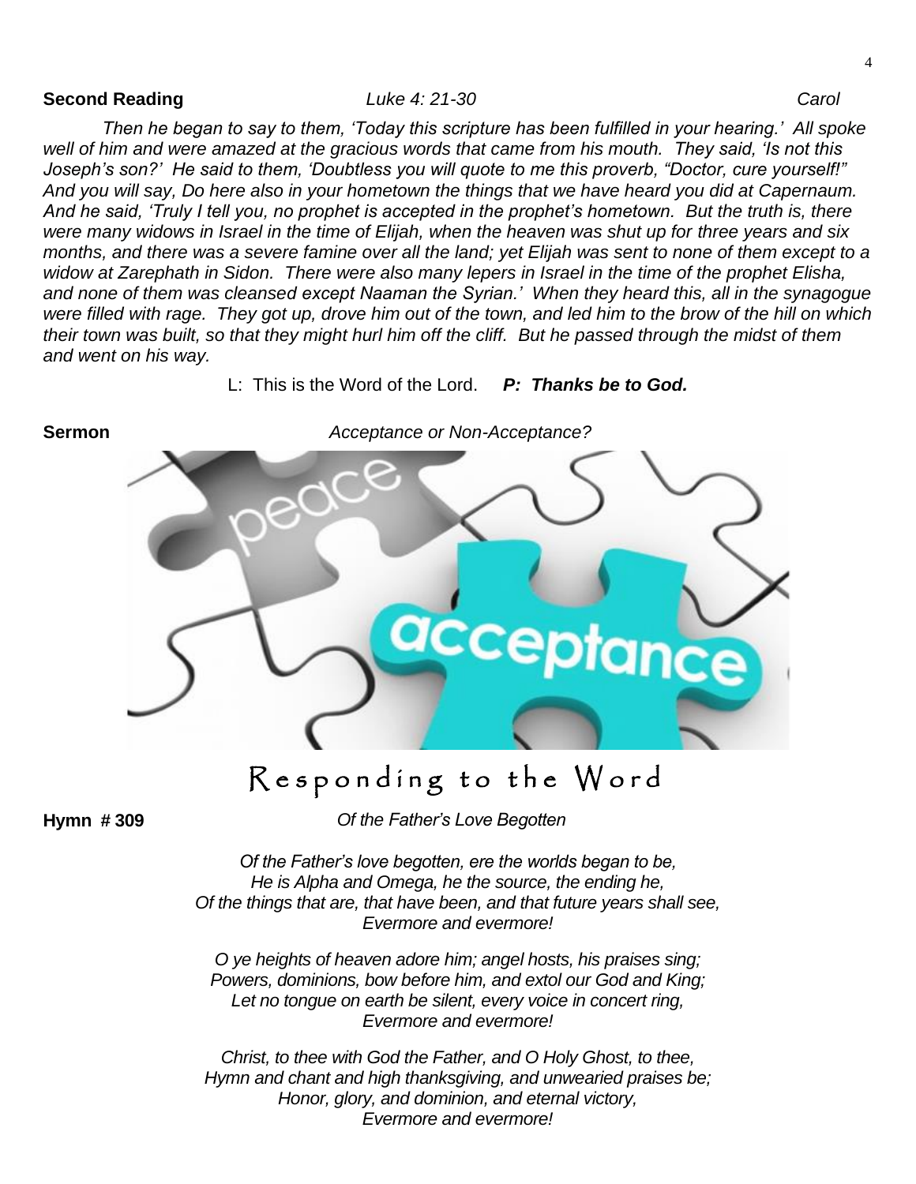**Second Reading** *Luke 4: 21-30* *Carol*

*Then he began to say to them, 'Today this scripture has been fulfilled in your hearing.' All spoke well of him and were amazed at the gracious words that came from his mouth. They said, 'Is not this Joseph's son?' He said to them, 'Doubtless you will quote to me this proverb, "Doctor, cure yourself!" And you will say, Do here also in your hometown the things that we have heard you did at Capernaum. And he said, 'Truly I tell you, no prophet is accepted in the prophet's hometown. But the truth is, there were many widows in Israel in the time of Elijah, when the heaven was shut up for three years and six months, and there was a severe famine over all the land; yet Elijah was sent to none of them except to a widow at Zarephath in Sidon. There were also many lepers in Israel in the time of the prophet Elisha, and none of them was cleansed except Naaman the Syrian.' When they heard this, all in the synagogue were filled with rage. They got up, drove him out of the town, and led him to the brow of the hill on which their town was built, so that they might hurl him off the cliff. But he passed through the midst of them and went on his way.*

L: This is the Word of the Lord. ***P: Thanks be to God.***

**Sermon** *Acceptance or Non-Acceptance?*

# Responding to the Word

**Hymn # 309** *Of the Father's Love Begotten*

*Of the Father's love begotten, ere the worlds began to be,*
*He is Alpha and Omega, he the source, the ending he,*
*Of the things that are, that have been, and that future years shall see,*
*Evermore and evermore!*

*O ye heights of heaven adore him; angel hosts, his praises sing;*
*Powers, dominions, bow before him, and extol our God and King;*
*Let no tongue on earth be silent, every voice in concert ring,*
*Evermore and evermore!*

*Christ, to thee with God the Father, and O Holy Ghost, to thee,*
*Hymn and chant and high thanksgiving, and unwearied praises be;*
*Honor, glory, and dominion, and eternal victory,*
*Evermore and evermore!*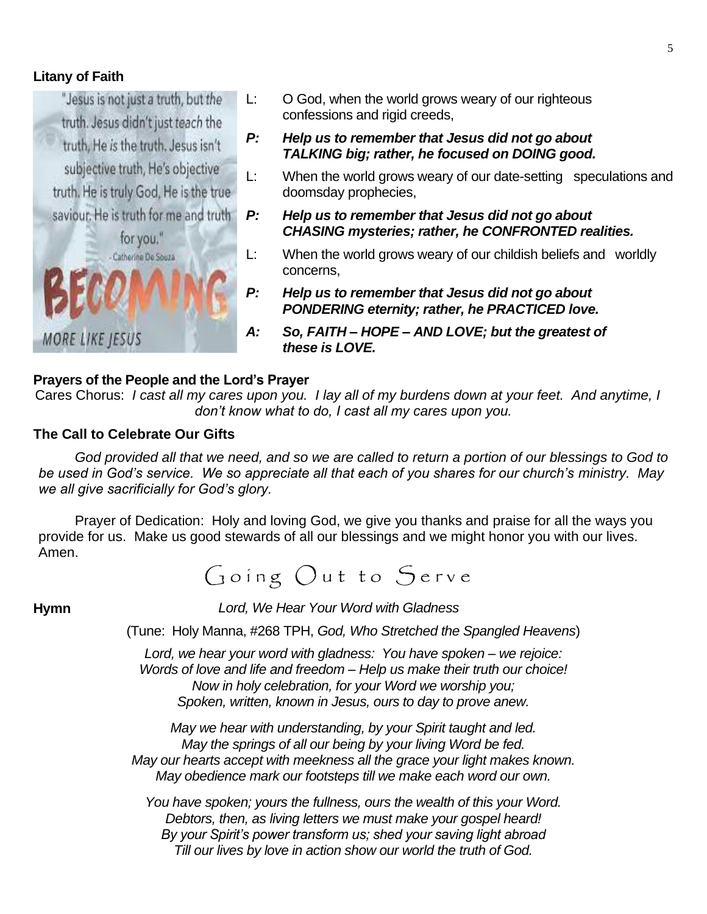**Litany of Faith**

"Jesus is not just a truth, but the truth. Jesus didn't just teach the truth, He is the truth. Jesus isn't subjective truth, He's objective truth. He is truly God, He is the true saviour. He is truth for me and truth for you."
- Catherine De Souza

BECOMING
MORE LIKE JESUS

L: O God, when the world grows weary of our righteous confessions and rigid creeds,

***P: Help us to remember that Jesus did not go about TALKING big; rather, he focused on DOING good.***

L: When the world grows weary of our date-setting speculations and doomsday prophecies,

***P: Help us to remember that Jesus did not go about CHASING mysteries; rather, he CONFRONTED realities.***

L: When the world grows weary of our childish beliefs and worldly concerns,

***P: Help us to remember that Jesus did not go about PONDERING eternity; rather, he PRACTICED love.***

***A: So, FAITH – HOPE – AND LOVE; but the greatest of these is LOVE.***

**Prayers of the People and the Lord's Prayer**

Cares Chorus: *I cast all my cares upon you. I lay all of my burdens down at your feet. And anytime, I don't know what to do, I cast all my cares upon you.*

**The Call to Celebrate Our Gifts**

*God provided all that we need, and so we are called to return a portion of our blessings to God to be used in God's service. We so appreciate all that each of you shares for our church's ministry. May we all give sacrificially for God's glory.*

Prayer of Dedication: Holy and loving God, we give you thanks and praise for all the ways you provide for us. Make us good stewards of all our blessings and we might honor you with our lives. Amen.

## Going Out to Serve

**Hymn** *Lord, We Hear Your Word with Gladness*

(Tune: Holy Manna, #268 TPH, *God, Who Stretched the Spangled Heavens*)

*Lord, we hear your word with gladness: You have spoken – we rejoice:*
*Words of love and life and freedom – Help us make their truth our choice!*
*Now in holy celebration, for your Word we worship you;*
*Spoken, written, known in Jesus, ours to day to prove anew.*

*May we hear with understanding, by your Spirit taught and led.*
*May the springs of all our being by your living Word be fed.*
*May our hearts accept with meekness all the grace your light makes known.*
*May obedience mark our footsteps till we make each word our own.*

*You have spoken; yours the fullness, ours the wealth of this your Word.*
*Debtors, then, as living letters we must make your gospel heard!*
*By your Spirit's power transform us; shed your saving light abroad*
*Till our lives by love in action show our world the truth of God.*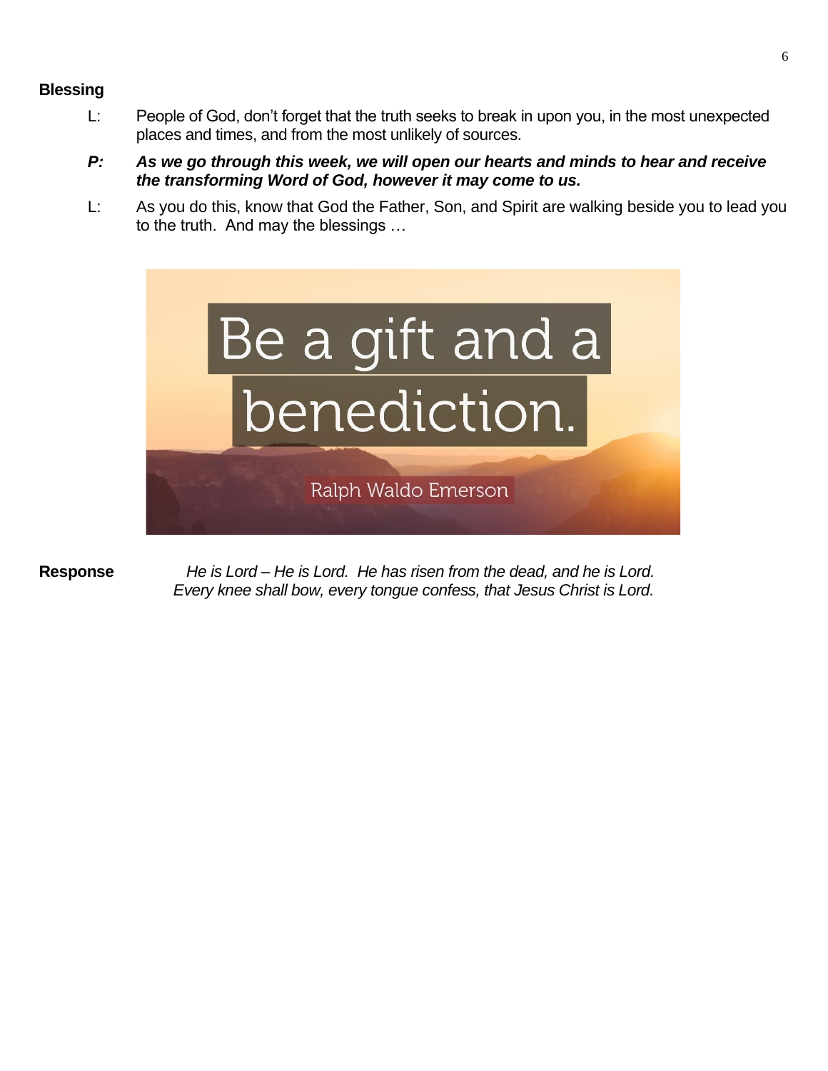**Blessing**

L: People of God, don't forget that the truth seeks to break in upon you, in the most unexpected places and times, and from the most unlikely of sources.

***P: As we go through this week, we will open our hearts and minds to hear and receive the transforming Word of God, however it may come to us.***

L: As you do this, know that God the Father, Son, and Spirit are walking beside you to lead you to the truth. And may the blessings …

Be a gift and a benediction.

Ralph Waldo Emerson

**Response** *He is Lord – He is Lord. He has risen from the dead, and he is Lord.*
*Every knee shall bow, every tongue confess, that Jesus Christ is Lord.*